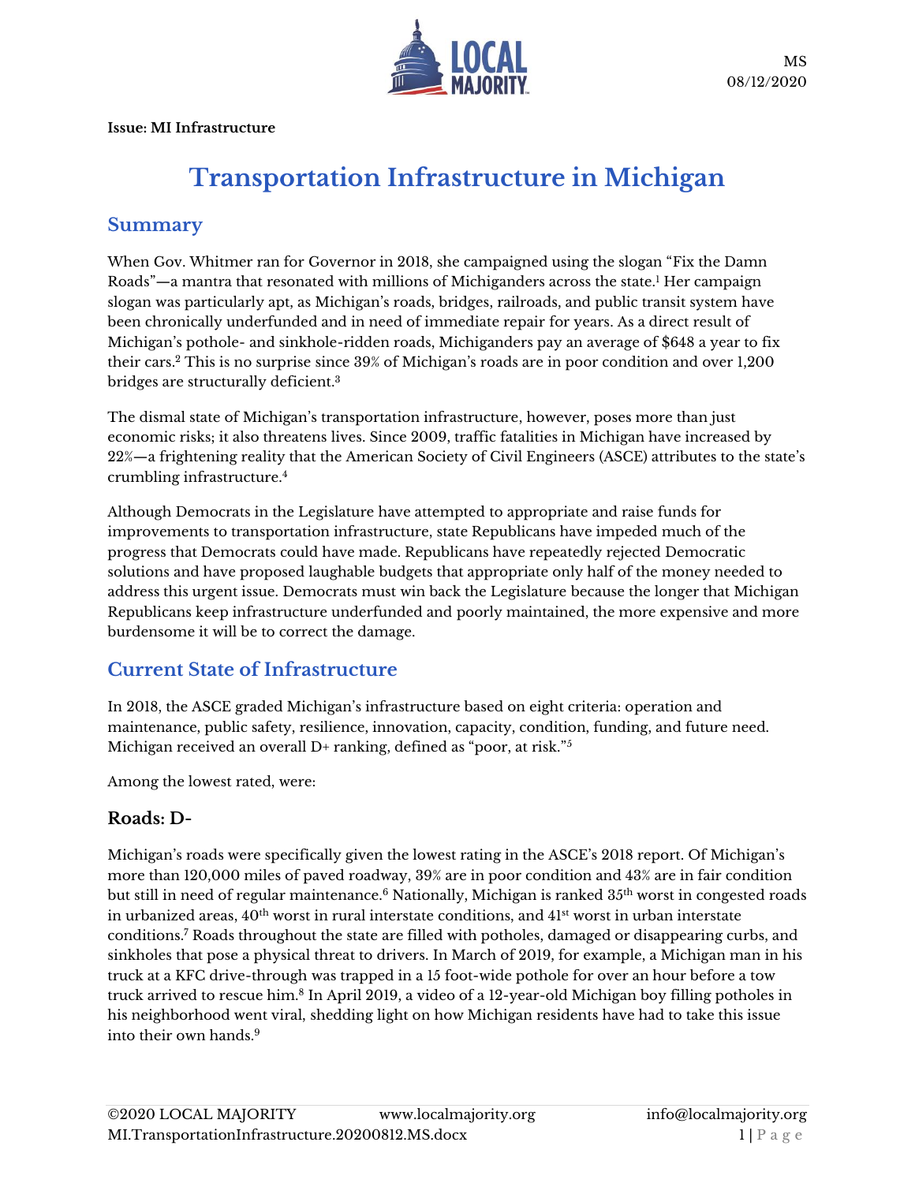MS
08/12/2020

**Issue: MI Infrastructure**

# Transportation Infrastructure in Michigan

## Summary

When Gov. Whitmer ran for Governor in 2018, she campaigned using the slogan "Fix the Damn Roads"—a mantra that resonated with millions of Michiganders across the state.[1] Her campaign slogan was particularly apt, as Michigan's roads, bridges, railroads, and public transit system have been chronically underfunded and in need of immediate repair for years. As a direct result of Michigan's pothole- and sinkhole-ridden roads, Michiganders pay an average of $648 a year to fix their cars.[2] This is no surprise since 39% of Michigan's roads are in poor condition and over 1,200 bridges are structurally deficient.[3]

The dismal state of Michigan's transportation infrastructure, however, poses more than just economic risks; it also threatens lives. Since 2009, traffic fatalities in Michigan have increased by 22%—a frightening reality that the American Society of Civil Engineers (ASCE) attributes to the state's crumbling infrastructure.[4]

Although Democrats in the Legislature have attempted to appropriate and raise funds for improvements to transportation infrastructure, state Republicans have impeded much of the progress that Democrats could have made. Republicans have repeatedly rejected Democratic solutions and have proposed laughable budgets that appropriate only half of the money needed to address this urgent issue. Democrats must win back the Legislature because the longer that Michigan Republicans keep infrastructure underfunded and poorly maintained, the more expensive and more burdensome it will be to correct the damage.

## Current State of Infrastructure

In 2018, the ASCE graded Michigan's infrastructure based on eight criteria: operation and maintenance, public safety, resilience, innovation, capacity, condition, funding, and future need. Michigan received an overall D+ ranking, defined as "poor, at risk."[5]

Among the lowest rated, were:

### Roads: D-

Michigan's roads were specifically given the lowest rating in the ASCE's 2018 report. Of Michigan's more than 120,000 miles of paved roadway, 39% are in poor condition and 43% are in fair condition but still in need of regular maintenance.[6] Nationally, Michigan is ranked 35th worst in congested roads in urbanized areas, 40th worst in rural interstate conditions, and 41st worst in urban interstate conditions.[7] Roads throughout the state are filled with potholes, damaged or disappearing curbs, and sinkholes that pose a physical threat to drivers. In March of 2019, for example, a Michigan man in his truck at a KFC drive-through was trapped in a 15 foot-wide pothole for over an hour before a tow truck arrived to rescue him.[8] In April 2019, a video of a 12-year-old Michigan boy filling potholes in his neighborhood went viral, shedding light on how Michigan residents have had to take this issue into their own hands.[9]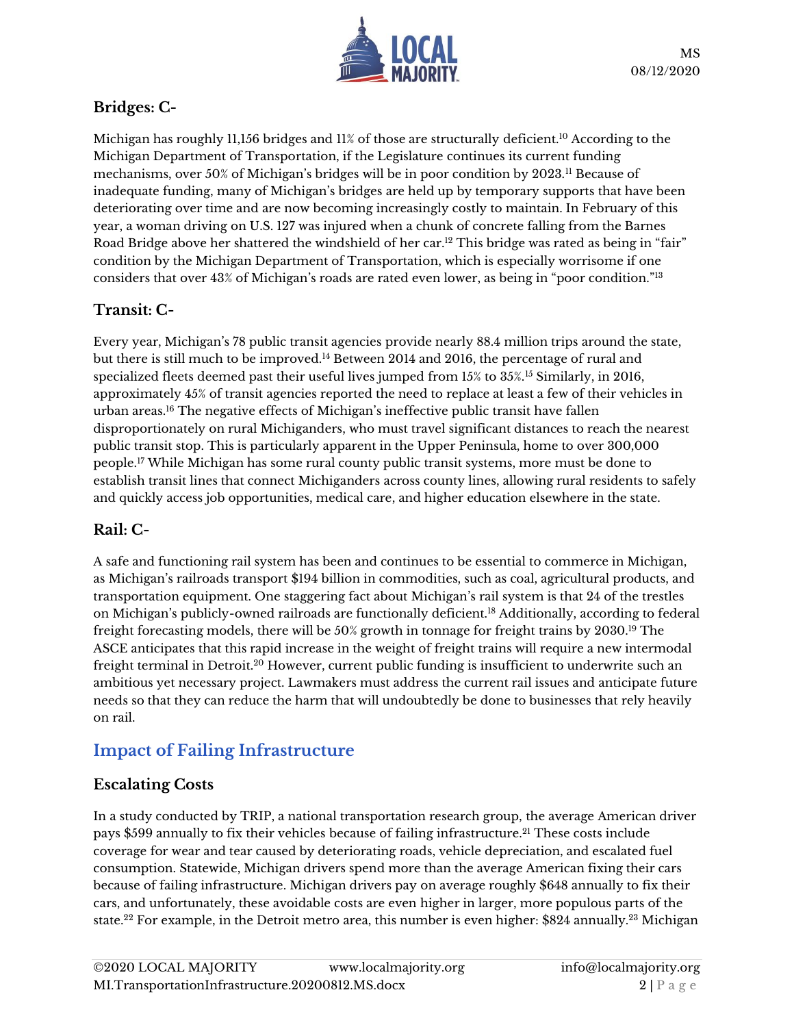## Bridges: C-

Michigan has roughly 11,156 bridges and 11% of those are structurally deficient.[10] According to the Michigan Department of Transportation, if the Legislature continues its current funding mechanisms, over 50% of Michigan's bridges will be in poor condition by 2023.[11] Because of inadequate funding, many of Michigan's bridges are held up by temporary supports that have been deteriorating over time and are now becoming increasingly costly to maintain. In February of this year, a woman driving on U.S. 127 was injured when a chunk of concrete falling from the Barnes Road Bridge above her shattered the windshield of her car.[12] This bridge was rated as being in "fair" condition by the Michigan Department of Transportation, which is especially worrisome if one considers that over 43% of Michigan's roads are rated even lower, as being in "poor condition."[13]

## Transit: C-

Every year, Michigan's 78 public transit agencies provide nearly 88.4 million trips around the state, but there is still much to be improved.[14] Between 2014 and 2016, the percentage of rural and specialized fleets deemed past their useful lives jumped from 15% to 35%.[15] Similarly, in 2016, approximately 45% of transit agencies reported the need to replace at least a few of their vehicles in urban areas.[16] The negative effects of Michigan's ineffective public transit have fallen disproportionately on rural Michiganders, who must travel significant distances to reach the nearest public transit stop. This is particularly apparent in the Upper Peninsula, home to over 300,000 people.[17] While Michigan has some rural county public transit systems, more must be done to establish transit lines that connect Michiganders across county lines, allowing rural residents to safely and quickly access job opportunities, medical care, and higher education elsewhere in the state.

## Rail: C-

A safe and functioning rail system has been and continues to be essential to commerce in Michigan, as Michigan's railroads transport $194 billion in commodities, such as coal, agricultural products, and transportation equipment. One staggering fact about Michigan's rail system is that 24 of the trestles on Michigan's publicly-owned railroads are functionally deficient.[18] Additionally, according to federal freight forecasting models, there will be 50% growth in tonnage for freight trains by 2030.[19] The ASCE anticipates that this rapid increase in the weight of freight trains will require a new intermodal freight terminal in Detroit.[20] However, current public funding is insufficient to underwrite such an ambitious yet necessary project. Lawmakers must address the current rail issues and anticipate future needs so that they can reduce the harm that will undoubtedly be done to businesses that rely heavily on rail.

# Impact of Failing Infrastructure

## Escalating Costs

In a study conducted by TRIP, a national transportation research group, the average American driver pays $599 annually to fix their vehicles because of failing infrastructure.[21] These costs include coverage for wear and tear caused by deteriorating roads, vehicle depreciation, and escalated fuel consumption. Statewide, Michigan drivers spend more than the average American fixing their cars because of failing infrastructure. Michigan drivers pay on average roughly $648 annually to fix their cars, and unfortunately, these avoidable costs are even higher in larger, more populous parts of the state.[22] For example, in the Detroit metro area, this number is even higher: $824 annually.[23] Michigan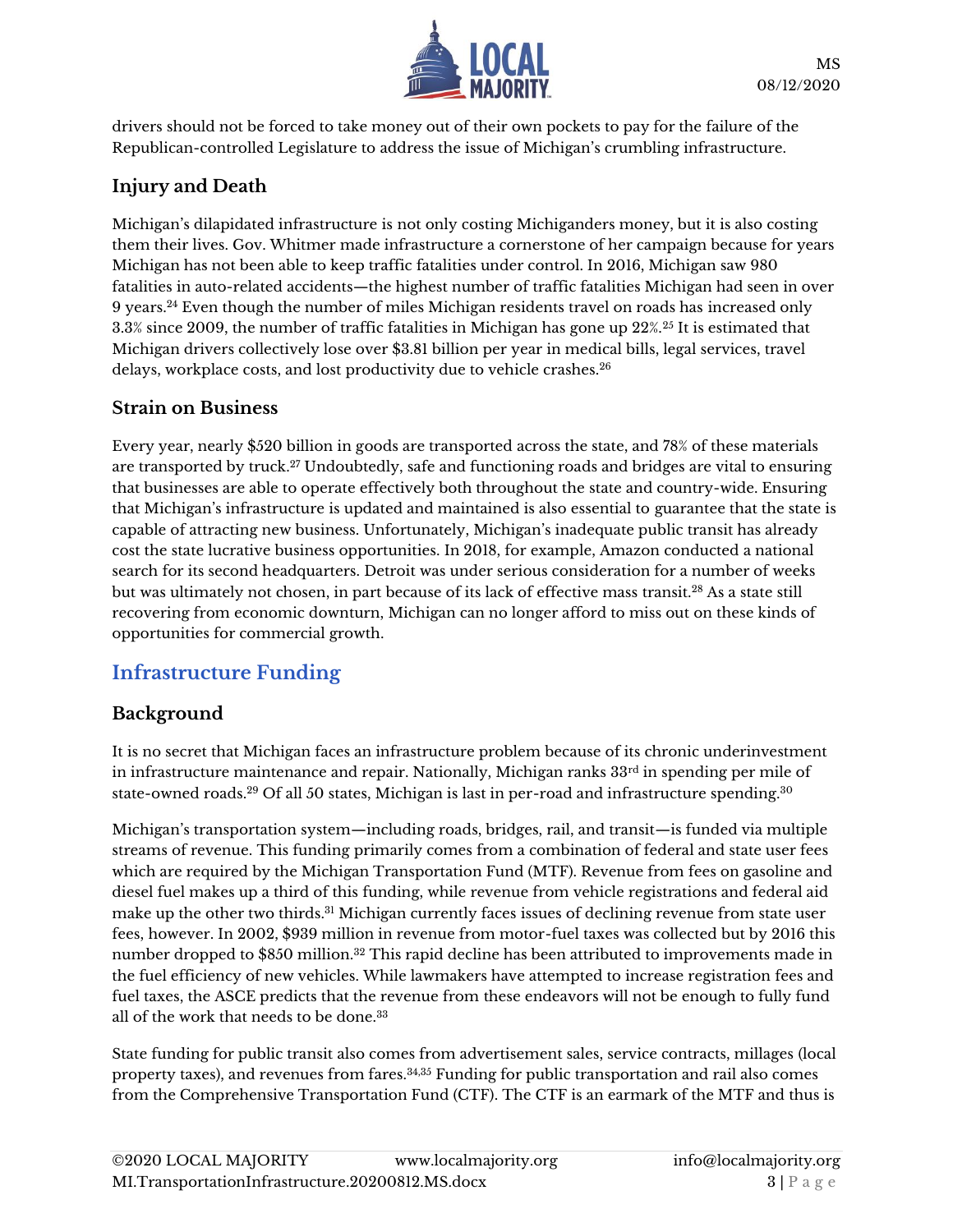drivers should not be forced to take money out of their own pockets to pay for the failure of the Republican-controlled Legislature to address the issue of Michigan's crumbling infrastructure.

### Injury and Death

Michigan's dilapidated infrastructure is not only costing Michiganders money, but it is also costing them their lives. Gov. Whitmer made infrastructure a cornerstone of her campaign because for years Michigan has not been able to keep traffic fatalities under control. In 2016, Michigan saw 980 fatalities in auto-related accidents—the highest number of traffic fatalities Michigan had seen in over 9 years.[24] Even though the number of miles Michigan residents travel on roads has increased only 3.3% since 2009, the number of traffic fatalities in Michigan has gone up 22%.[25] It is estimated that Michigan drivers collectively lose over $3.81 billion per year in medical bills, legal services, travel delays, workplace costs, and lost productivity due to vehicle crashes.[26]

### Strain on Business

Every year, nearly $520 billion in goods are transported across the state, and 78% of these materials are transported by truck.[27] Undoubtedly, safe and functioning roads and bridges are vital to ensuring that businesses are able to operate effectively both throughout the state and country-wide. Ensuring that Michigan's infrastructure is updated and maintained is also essential to guarantee that the state is capable of attracting new business. Unfortunately, Michigan's inadequate public transit has already cost the state lucrative business opportunities. In 2018, for example, Amazon conducted a national search for its second headquarters. Detroit was under serious consideration for a number of weeks but was ultimately not chosen, in part because of its lack of effective mass transit.[28] As a state still recovering from economic downturn, Michigan can no longer afford to miss out on these kinds of opportunities for commercial growth.

## Infrastructure Funding

### Background

It is no secret that Michigan faces an infrastructure problem because of its chronic underinvestment in infrastructure maintenance and repair. Nationally, Michigan ranks 33rd in spending per mile of state-owned roads.[29] Of all 50 states, Michigan is last in per-road and infrastructure spending.[30]

Michigan's transportation system—including roads, bridges, rail, and transit—is funded via multiple streams of revenue. This funding primarily comes from a combination of federal and state user fees which are required by the Michigan Transportation Fund (MTF). Revenue from fees on gasoline and diesel fuel makes up a third of this funding, while revenue from vehicle registrations and federal aid make up the other two thirds.[31] Michigan currently faces issues of declining revenue from state user fees, however. In 2002, $939 million in revenue from motor-fuel taxes was collected but by 2016 this number dropped to $850 million.[32] This rapid decline has been attributed to improvements made in the fuel efficiency of new vehicles. While lawmakers have attempted to increase registration fees and fuel taxes, the ASCE predicts that the revenue from these endeavors will not be enough to fully fund all of the work that needs to be done.[33]

State funding for public transit also comes from advertisement sales, service contracts, millages (local property taxes), and revenues from fares.[34,35] Funding for public transportation and rail also comes from the Comprehensive Transportation Fund (CTF). The CTF is an earmark of the MTF and thus is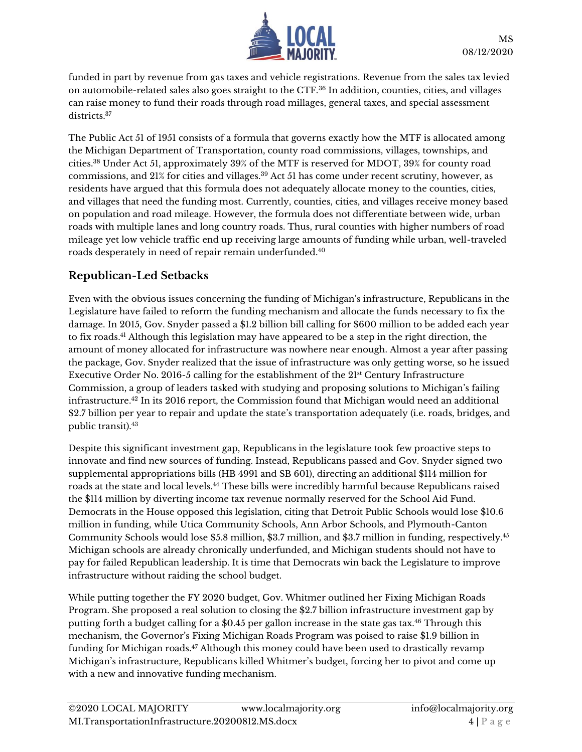funded in part by revenue from gas taxes and vehicle registrations. Revenue from the sales tax levied on automobile-related sales also goes straight to the CTF.[36] In addition, counties, cities, and villages can raise money to fund their roads through road millages, general taxes, and special assessment districts.[37]

The Public Act 51 of 1951 consists of a formula that governs exactly how the MTF is allocated among the Michigan Department of Transportation, county road commissions, villages, townships, and cities.[38] Under Act 51, approximately 39% of the MTF is reserved for MDOT, 39% for county road commissions, and 21% for cities and villages.[39] Act 51 has come under recent scrutiny, however, as residents have argued that this formula does not adequately allocate money to the counties, cities, and villages that need the funding most. Currently, counties, cities, and villages receive money based on population and road mileage. However, the formula does not differentiate between wide, urban roads with multiple lanes and long country roads. Thus, rural counties with higher numbers of road mileage yet low vehicle traffic end up receiving large amounts of funding while urban, well-traveled roads desperately in need of repair remain underfunded.[40]

## Republican-Led Setbacks

Even with the obvious issues concerning the funding of Michigan's infrastructure, Republicans in the Legislature have failed to reform the funding mechanism and allocate the funds necessary to fix the damage. In 2015, Gov. Snyder passed a $1.2 billion bill calling for $600 million to be added each year to fix roads.[41] Although this legislation may have appeared to be a step in the right direction, the amount of money allocated for infrastructure was nowhere near enough. Almost a year after passing the package, Gov. Snyder realized that the issue of infrastructure was only getting worse, so he issued Executive Order No. 2016-5 calling for the establishment of the 21st Century Infrastructure Commission, a group of leaders tasked with studying and proposing solutions to Michigan's failing infrastructure.[42] In its 2016 report, the Commission found that Michigan would need an additional $2.7 billion per year to repair and update the state's transportation adequately (i.e. roads, bridges, and public transit).[43]

Despite this significant investment gap, Republicans in the legislature took few proactive steps to innovate and find new sources of funding. Instead, Republicans passed and Gov. Snyder signed two supplemental appropriations bills (HB 4991 and SB 601), directing an additional $114 million for roads at the state and local levels.[44] These bills were incredibly harmful because Republicans raised the $114 million by diverting income tax revenue normally reserved for the School Aid Fund. Democrats in the House opposed this legislation, citing that Detroit Public Schools would lose $10.6 million in funding, while Utica Community Schools, Ann Arbor Schools, and Plymouth-Canton Community Schools would lose $5.8 million, $3.7 million, and $3.7 million in funding, respectively.[45] Michigan schools are already chronically underfunded, and Michigan students should not have to pay for failed Republican leadership. It is time that Democrats win back the Legislature to improve infrastructure without raiding the school budget.

While putting together the FY 2020 budget, Gov. Whitmer outlined her Fixing Michigan Roads Program. She proposed a real solution to closing the $2.7 billion infrastructure investment gap by putting forth a budget calling for a $0.45 per gallon increase in the state gas tax.[46] Through this mechanism, the Governor's Fixing Michigan Roads Program was poised to raise $1.9 billion in funding for Michigan roads.[47] Although this money could have been used to drastically revamp Michigan's infrastructure, Republicans killed Whitmer's budget, forcing her to pivot and come up with a new and innovative funding mechanism.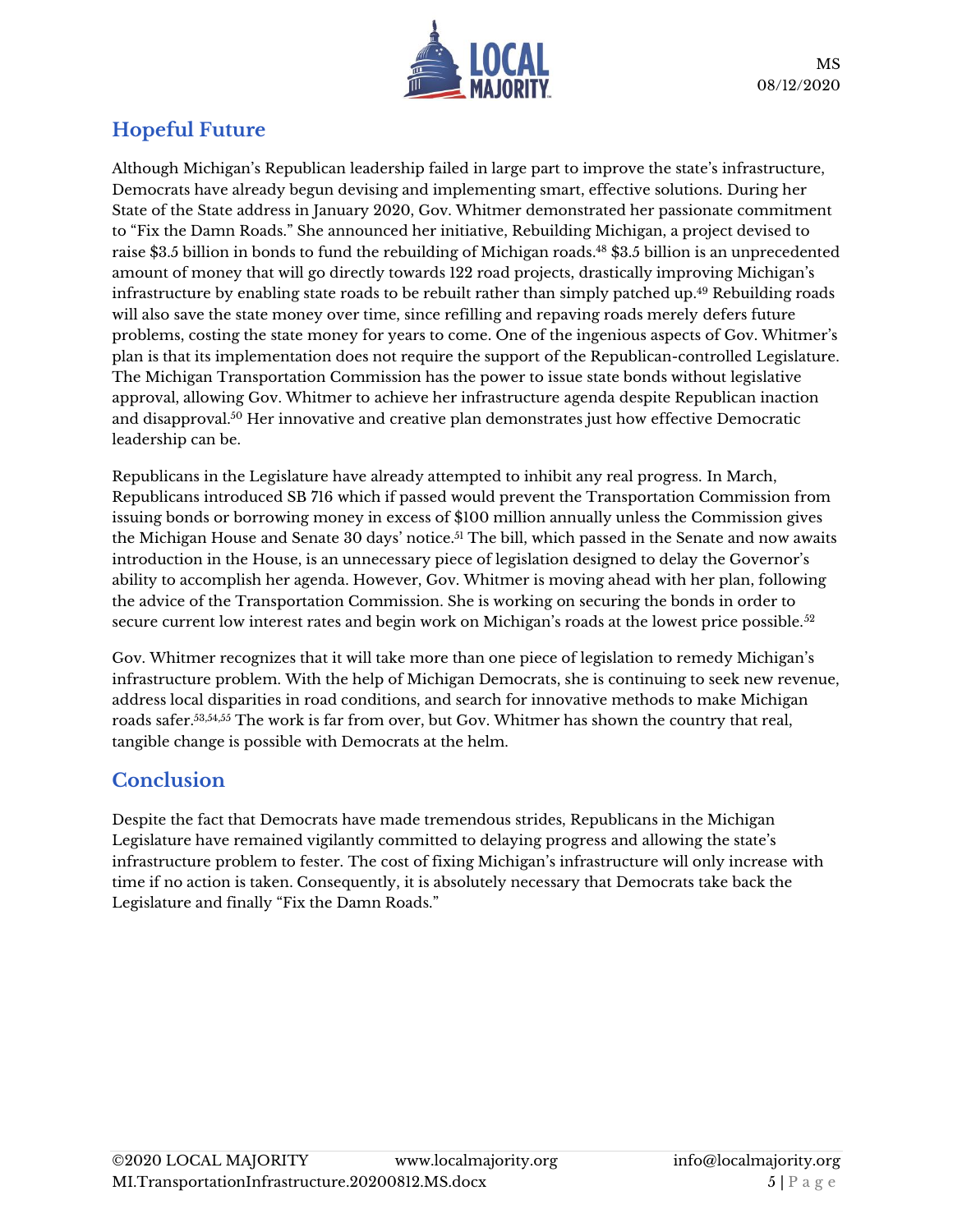## Hopeful Future

Although Michigan's Republican leadership failed in large part to improve the state's infrastructure, Democrats have already begun devising and implementing smart, effective solutions. During her State of the State address in January 2020, Gov. Whitmer demonstrated her passionate commitment to "Fix the Damn Roads." She announced her initiative, Rebuilding Michigan, a project devised to raise $3.5 billion in bonds to fund the rebuilding of Michigan roads.[48] $3.5 billion is an unprecedented amount of money that will go directly towards 122 road projects, drastically improving Michigan's infrastructure by enabling state roads to be rebuilt rather than simply patched up.[49] Rebuilding roads will also save the state money over time, since refilling and repaving roads merely defers future problems, costing the state money for years to come. One of the ingenious aspects of Gov. Whitmer's plan is that its implementation does not require the support of the Republican-controlled Legislature. The Michigan Transportation Commission has the power to issue state bonds without legislative approval, allowing Gov. Whitmer to achieve her infrastructure agenda despite Republican inaction and disapproval.[50] Her innovative and creative plan demonstrates just how effective Democratic leadership can be.

Republicans in the Legislature have already attempted to inhibit any real progress. In March, Republicans introduced SB 716 which if passed would prevent the Transportation Commission from issuing bonds or borrowing money in excess of $100 million annually unless the Commission gives the Michigan House and Senate 30 days' notice.[51] The bill, which passed in the Senate and now awaits introduction in the House, is an unnecessary piece of legislation designed to delay the Governor's ability to accomplish her agenda. However, Gov. Whitmer is moving ahead with her plan, following the advice of the Transportation Commission. She is working on securing the bonds in order to secure current low interest rates and begin work on Michigan's roads at the lowest price possible.[52]

Gov. Whitmer recognizes that it will take more than one piece of legislation to remedy Michigan's infrastructure problem. With the help of Michigan Democrats, she is continuing to seek new revenue, address local disparities in road conditions, and search for innovative methods to make Michigan roads safer.[53,54,55] The work is far from over, but Gov. Whitmer has shown the country that real, tangible change is possible with Democrats at the helm.

## Conclusion

Despite the fact that Democrats have made tremendous strides, Republicans in the Michigan Legislature have remained vigilantly committed to delaying progress and allowing the state's infrastructure problem to fester. The cost of fixing Michigan's infrastructure will only increase with time if no action is taken. Consequently, it is absolutely necessary that Democrats take back the Legislature and finally "Fix the Damn Roads."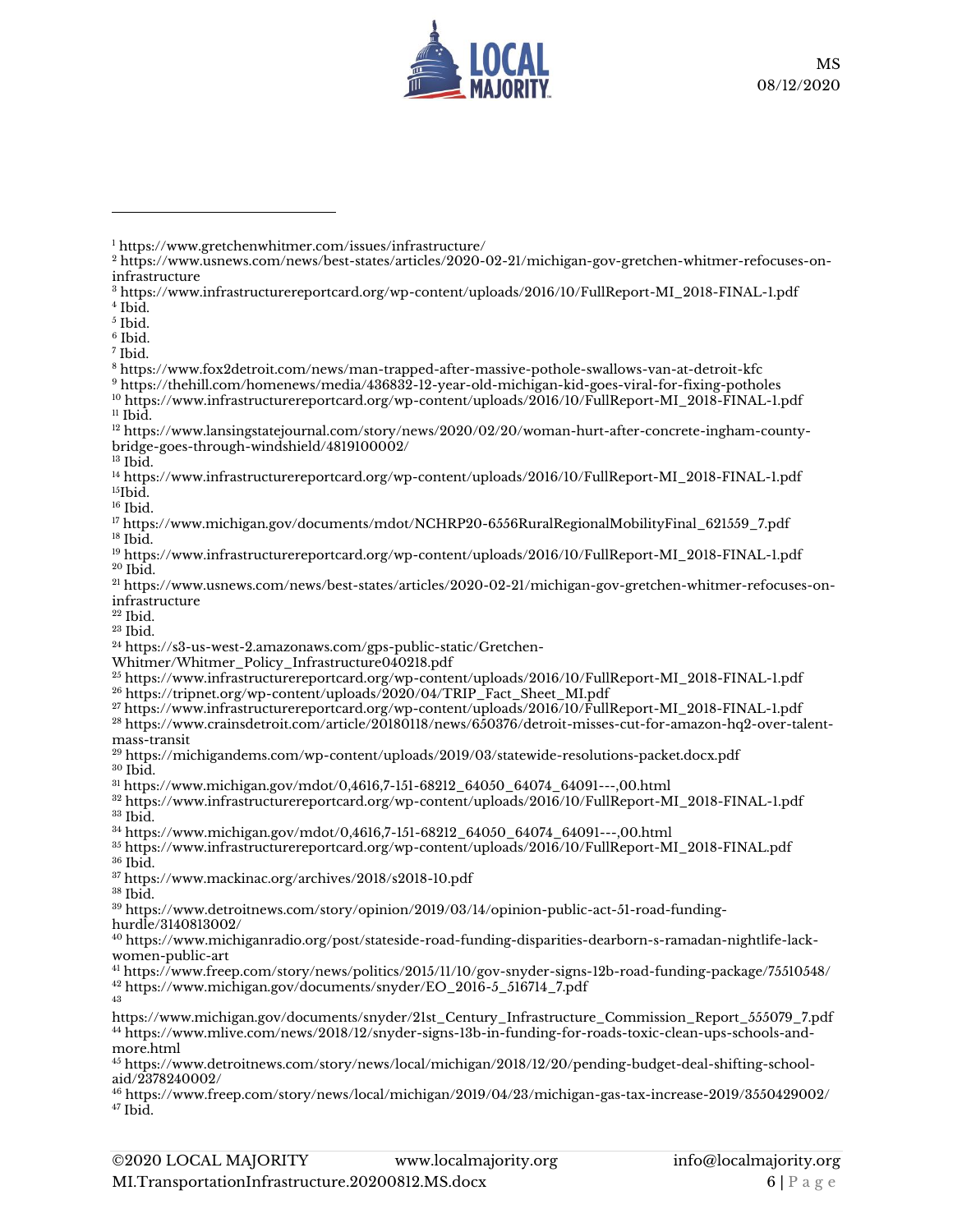---

[1] https://www.gretchenwhitmer.com/issues/infrastructure/
[2] https://www.usnews.com/news/best-states/articles/2020-02-21/michigan-gov-gretchen-whitmer-refocuses-on-infrastructure
[3] https://www.infrastructurereportcard.org/wp-content/uploads/2016/10/FullReport-MI_2018-FINAL-1.pdf
[4] Ibid.
[5] Ibid.
[6] Ibid.
[7] Ibid.
[8] https://www.fox2detroit.com/news/man-trapped-after-massive-pothole-swallows-van-at-detroit-kfc
[9] https://thehill.com/homenews/media/436832-12-year-old-michigan-kid-goes-viral-for-fixing-potholes
[10] https://www.infrastructurereportcard.org/wp-content/uploads/2016/10/FullReport-MI_2018-FINAL-1.pdf
[11] Ibid.
[12] https://www.lansingstatejournal.com/story/news/2020/02/20/woman-hurt-after-concrete-ingham-county-bridge-goes-through-windshield/4819100002/
[13] Ibid.
[14] https://www.infrastructurereportcard.org/wp-content/uploads/2016/10/FullReport-MI_2018-FINAL-1.pdf
[15] Ibid.
[16] Ibid.
[17] https://www.michigan.gov/documents/mdot/NCHRP20-6556RuralRegionalMobilityFinal_621559_7.pdf
[18] Ibid.
[19] https://www.infrastructurereportcard.org/wp-content/uploads/2016/10/FullReport-MI_2018-FINAL-1.pdf
[20] Ibid.
[21] https://www.usnews.com/news/best-states/articles/2020-02-21/michigan-gov-gretchen-whitmer-refocuses-on-infrastructure
[22] Ibid.
[23] Ibid.
[24] https://s3-us-west-2.amazonaws.com/gps-public-static/Gretchen-Whitmer/Whitmer_Policy_Infrastructure040218.pdf
[25] https://www.infrastructurereportcard.org/wp-content/uploads/2016/10/FullReport-MI_2018-FINAL-1.pdf
[26] https://tripnet.org/wp-content/uploads/2020/04/TRIP_Fact_Sheet_MI.pdf
[27] https://www.infrastructurereportcard.org/wp-content/uploads/2016/10/FullReport-MI_2018-FINAL-1.pdf
[28] https://www.crainsdetroit.com/article/20180118/news/650376/detroit-misses-cut-for-amazon-hq2-over-talent-mass-transit
[29] https://michigandems.com/wp-content/uploads/2019/03/statewide-resolutions-packet.docx.pdf
[30] Ibid.
[31] https://www.michigan.gov/mdot/0,4616,7-151-68212_64050_64074_64091---,00.html
[32] https://www.infrastructurereportcard.org/wp-content/uploads/2016/10/FullReport-MI_2018-FINAL-1.pdf
[33] Ibid.
[34] https://www.michigan.gov/mdot/0,4616,7-151-68212_64050_64074_64091---,00.html
[35] https://www.infrastructurereportcard.org/wp-content/uploads/2016/10/FullReport-MI_2018-FINAL.pdf
[36] Ibid.
[37] https://www.mackinac.org/archives/2018/s2018-10.pdf
[38] Ibid.
[39] https://www.detroitnews.com/story/opinion/2019/03/14/opinion-public-act-51-road-funding-hurdle/3140813002/
[40] https://www.michiganradio.org/post/stateside-road-funding-disparities-dearborn-s-ramadan-nightlife-lack-women-public-art
[41] https://www.freep.com/story/news/politics/2015/11/10/gov-snyder-signs-12b-road-funding-package/75510548/
[42] https://www.michigan.gov/documents/snyder/EO_2016-5_516714_7.pdf
[43] https://www.michigan.gov/documents/snyder/21st_Century_Infrastructure_Commission_Report_555079_7.pdf
[44] https://www.mlive.com/news/2018/12/snyder-signs-13b-in-funding-for-roads-toxic-clean-ups-schools-and-more.html
[45] https://www.detroitnews.com/story/news/local/michigan/2018/12/20/pending-budget-deal-shifting-school-aid/2378240002/
[46] https://www.freep.com/story/news/local/michigan/2019/04/23/michigan-gas-tax-increase-2019/3550429002/
[47] Ibid.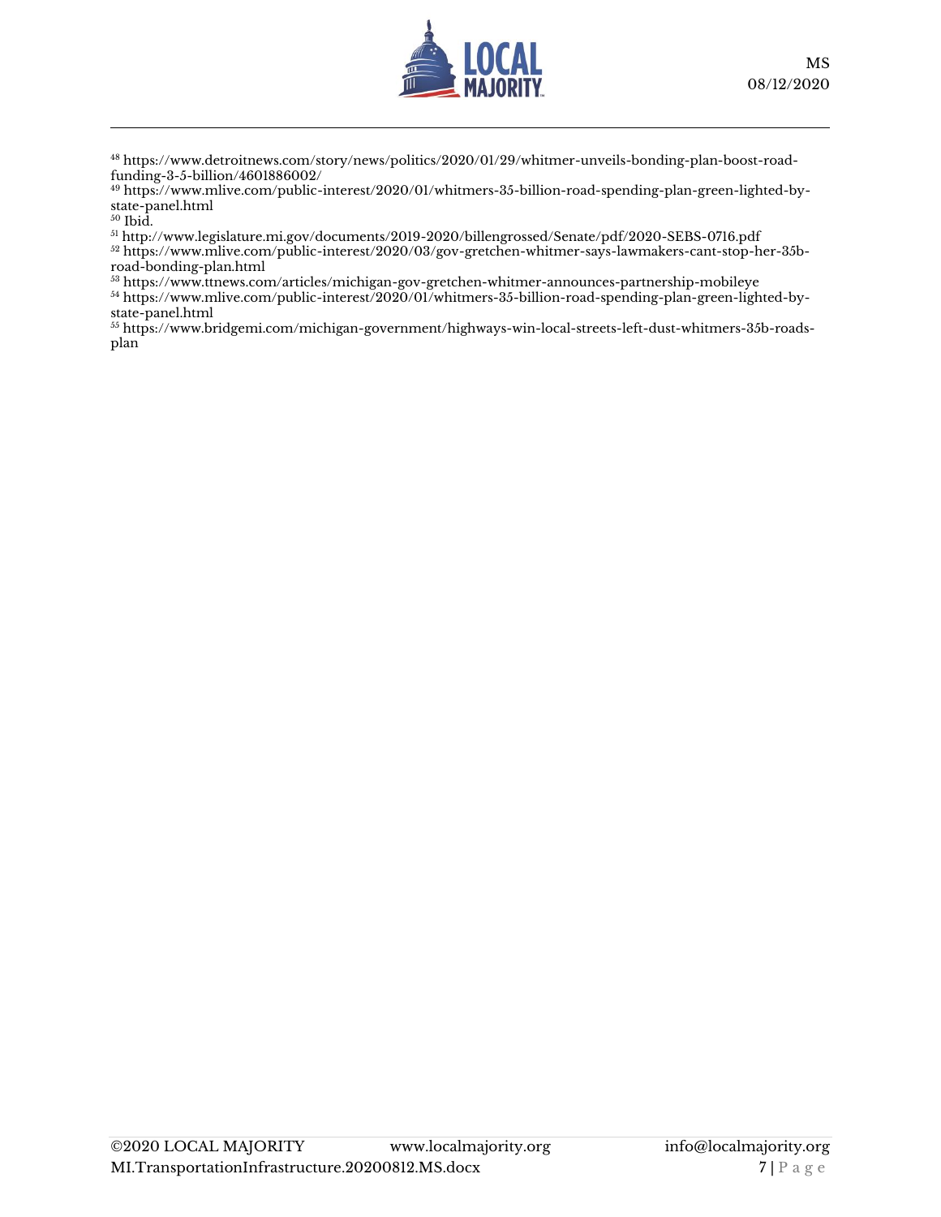[48] https://www.detroitnews.com/story/news/politics/2020/01/29/whitmer-unveils-bonding-plan-boost-road-funding-3-5-billion/4601886002/

[49] https://www.mlive.com/public-interest/2020/01/whitmers-35-billion-road-spending-plan-green-lighted-by-state-panel.html

[50] Ibid.

[51] http://www.legislature.mi.gov/documents/2019-2020/billengrossed/Senate/pdf/2020-SEBS-0716.pdf

[52] https://www.mlive.com/public-interest/2020/03/gov-gretchen-whitmer-says-lawmakers-cant-stop-her-35b-road-bonding-plan.html

[53] https://www.ttnews.com/articles/michigan-gov-gretchen-whitmer-announces-partnership-mobileye

[54] https://www.mlive.com/public-interest/2020/01/whitmers-35-billion-road-spending-plan-green-lighted-by-state-panel.html

[55] https://www.bridgemi.com/michigan-government/highways-win-local-streets-left-dust-whitmers-35b-roads-plan